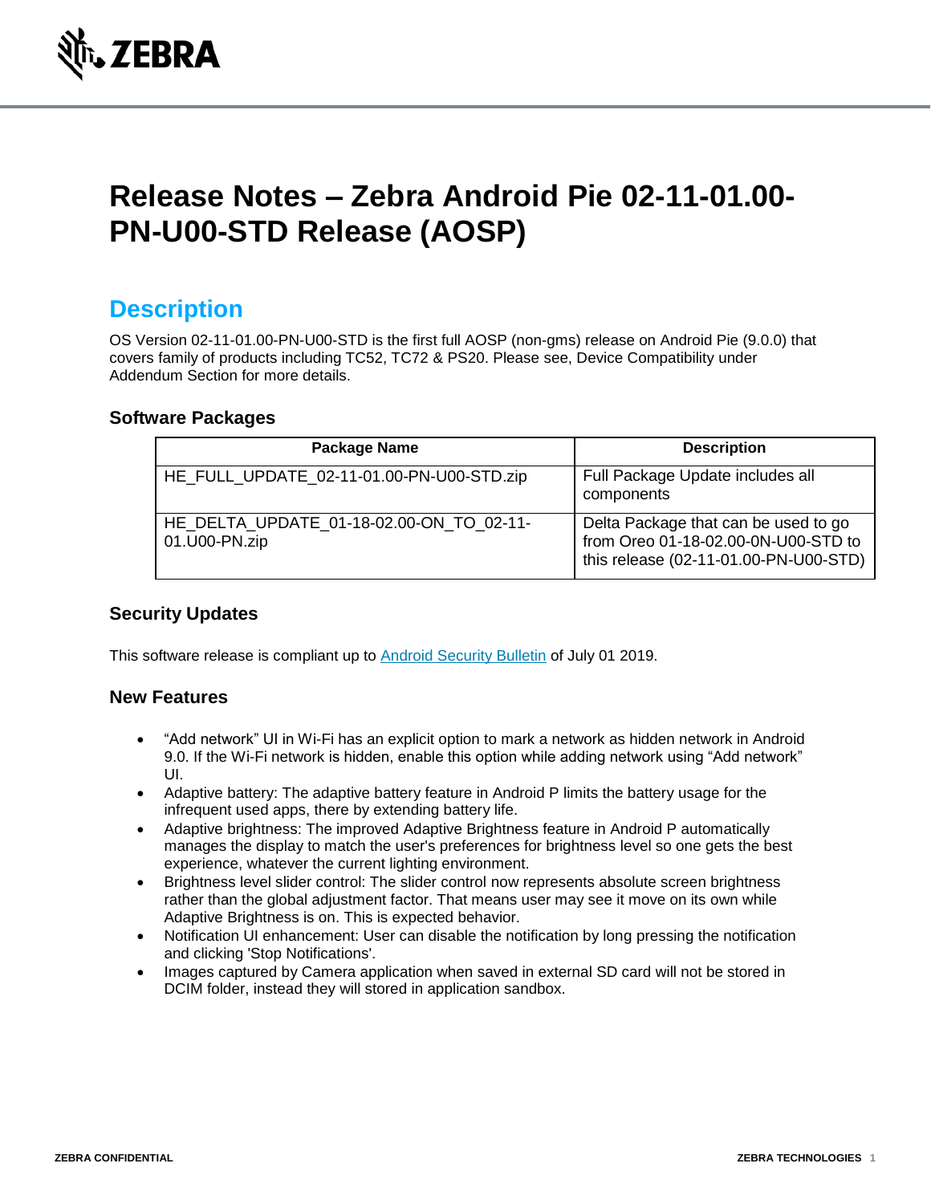# Release Notes – Zebra Android Pie 02-11-01.00-PN-U00-STD Release (AOSP)

## Description

OS Version 02-11-01.00-PN-U00-STD is the first full AOSP (non-gms) release on Android Pie (9.0.0) that covers family of products including TC52, TC72 & PS20. Please see, Device Compatibility under Addendum Section for more details.

### Software Packages

| Package Name | Description |
|---|---|
| HE_FULL_UPDATE_02-11-01.00-PN-U00-STD.zip | Full Package Update includes all components |
| HE_DELTA_UPDATE_01-18-02.00-ON_TO_02-11-01.U00-PN.zip | Delta Package that can be used to go from Oreo 01-18-02.00-0N-U00-STD to this release (02-11-01.00-PN-U00-STD) |

### Security Updates

This software release is compliant up to Android Security Bulletin of July 01 2019.

### New Features

- "Add network" UI in Wi-Fi has an explicit option to mark a network as hidden network in Android 9.0. If the Wi-Fi network is hidden, enable this option while adding network using "Add network" UI.
- Adaptive battery: The adaptive battery feature in Android P limits the battery usage for the infrequent used apps, there by extending battery life.
- Adaptive brightness: The improved Adaptive Brightness feature in Android P automatically manages the display to match the user's preferences for brightness level so one gets the best experience, whatever the current lighting environment.
- Brightness level slider control: The slider control now represents absolute screen brightness rather than the global adjustment factor. That means user may see it move on its own while Adaptive Brightness is on. This is expected behavior.
- Notification UI enhancement: User can disable the notification by long pressing the notification and clicking 'Stop Notifications'.
- Images captured by Camera application when saved in external SD card will not be stored in DCIM folder, instead they will stored in application sandbox.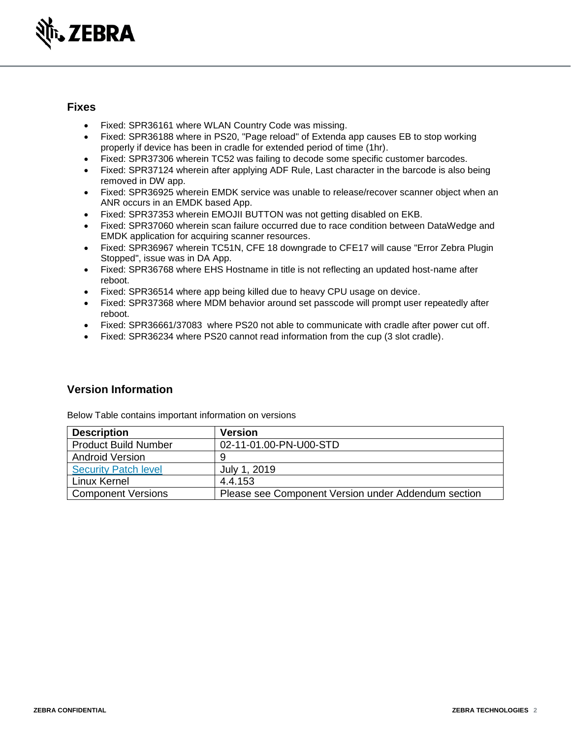## Fixes

- Fixed: SPR36161 where WLAN Country Code was missing.
- Fixed: SPR36188 where in PS20, "Page reload" of Extenda app causes EB to stop working properly if device has been in cradle for extended period of time (1hr).
- Fixed: SPR37306 wherein TC52 was failing to decode some specific customer barcodes.
- Fixed: SPR37124 wherein after applying ADF Rule, Last character in the barcode is also being removed in DW app.
- Fixed: SPR36925 wherein EMDK service was unable to release/recover scanner object when an ANR occurs in an EMDK based App.
- Fixed: SPR37353 wherein EMOJII BUTTON was not getting disabled on EKB.
- Fixed: SPR37060 wherein scan failure occurred due to race condition between DataWedge and EMDK application for acquiring scanner resources.
- Fixed: SPR36967 wherein TC51N, CFE 18 downgrade to CFE17 will cause "Error Zebra Plugin Stopped", issue was in DA App.
- Fixed: SPR36768 where EHS Hostname in title is not reflecting an updated host-name after reboot.
- Fixed: SPR36514 where app being killed due to heavy CPU usage on device.
- Fixed: SPR37368 where MDM behavior around set passcode will prompt user repeatedly after reboot.
- Fixed: SPR36661/37083 where PS20 not able to communicate with cradle after power cut off.
- Fixed: SPR36234 where PS20 cannot read information from the cup (3 slot cradle).

## Version Information

Below Table contains important information on versions

| Description | Version |
| --- | --- |
| Product Build Number | 02-11-01.00-PN-U00-STD |
| Android Version | 9 |
| Security Patch level | July 1, 2019 |
| Linux Kernel | 4.4.153 |
| Component Versions | Please see Component Version under Addendum section |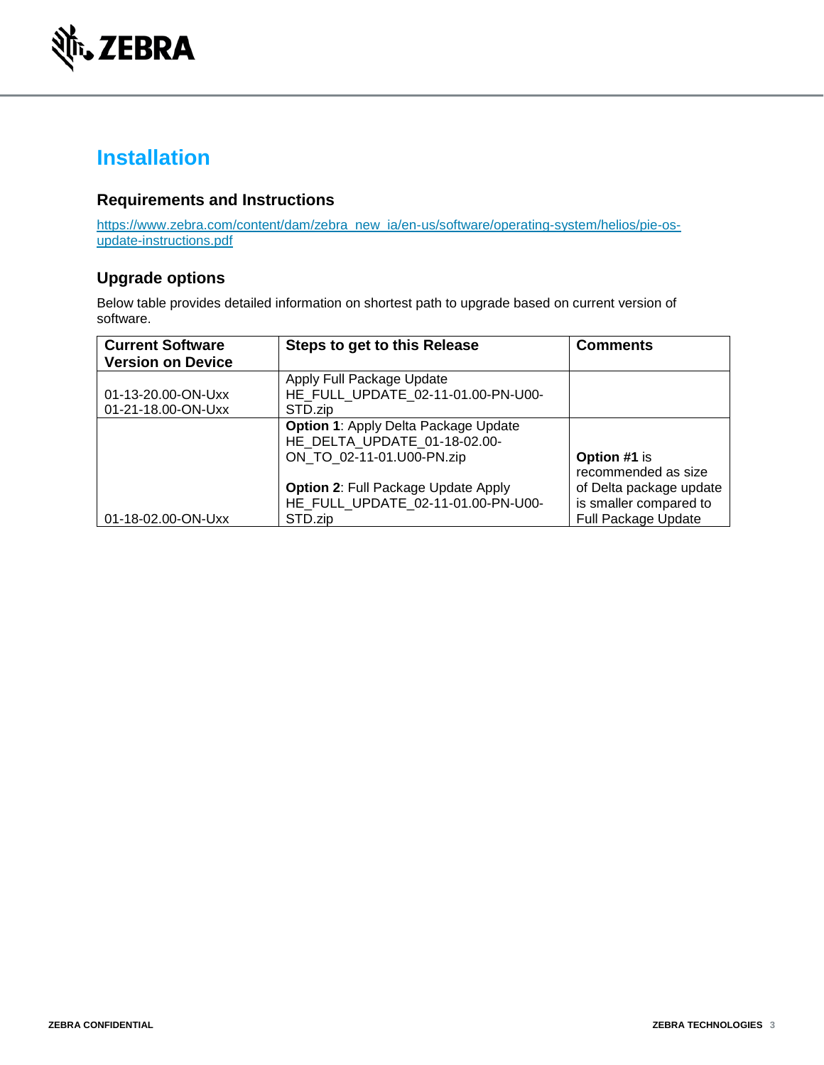# Installation

## Requirements and Instructions

https://www.zebra.com/content/dam/zebra_new_ia/en-us/software/operating-system/helios/pie-os-update-instructions.pdf

## Upgrade options

Below table provides detailed information on shortest path to upgrade based on current version of software.

| Current Software Version on Device | Steps to get to this Release | Comments |
|---|---|---|
| 01-13-20.00-ON-Uxx<br>01-21-18.00-ON-Uxx | Apply Full Package Update HE_FULL_UPDATE_02-11-01.00-PN-U00-STD.zip | |
| 01-18-02.00-ON-Uxx | **Option 1**: Apply Delta Package Update HE_DELTA_UPDATE_01-18-02.00-ON_TO_02-11-01.U00-PN.zip<br><br>**Option 2**: Full Package Update Apply HE_FULL_UPDATE_02-11-01.00-PN-U00-STD.zip | **Option #1** is recommended as size of Delta package update is smaller compared to Full Package Update |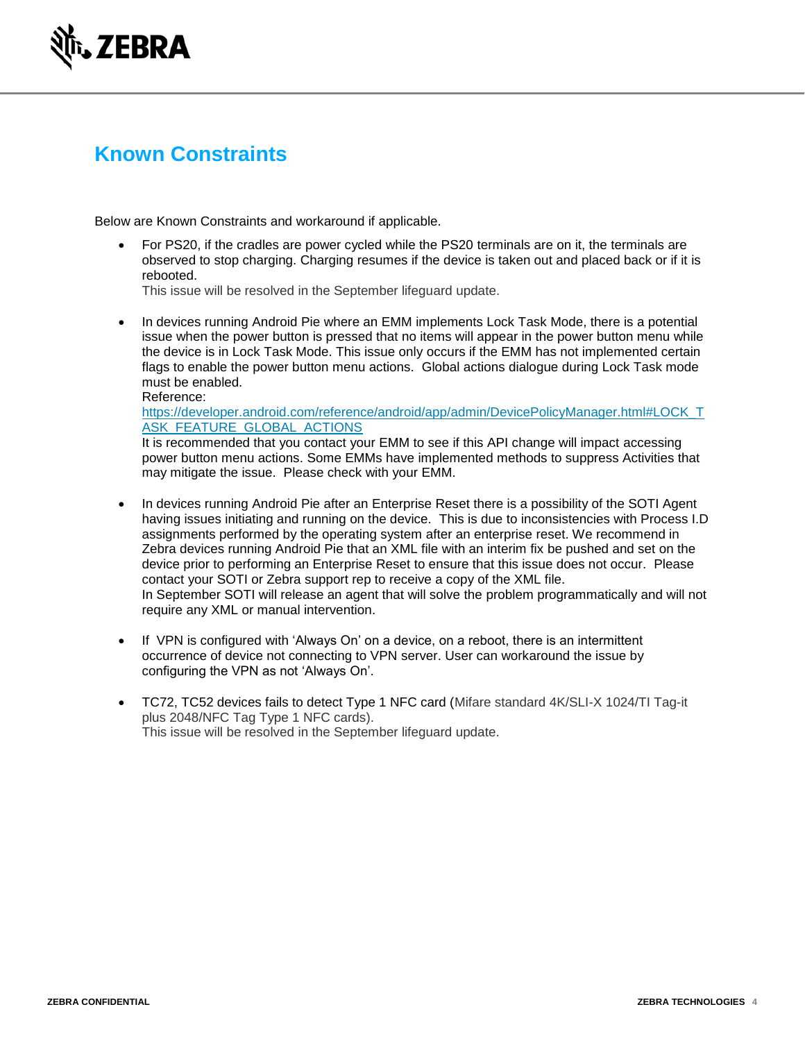## Known Constraints

Below are Known Constraints and workaround if applicable.

- For PS20, if the cradles are power cycled while the PS20 terminals are on it, the terminals are observed to stop charging. Charging resumes if the device is taken out and placed back or if it is rebooted.
  This issue will be resolved in the September lifeguard update.

- In devices running Android Pie where an EMM implements Lock Task Mode, there is a potential issue when the power button is pressed that no items will appear in the power button menu while the device is in Lock Task Mode. This issue only occurs if the EMM has not implemented certain flags to enable the power button menu actions. Global actions dialogue during Lock Task mode must be enabled.
  Reference:
  [https://developer.android.com/reference/android/app/admin/DevicePolicyManager.html#LOCK_TASK_FEATURE_GLOBAL_ACTIONS](https://developer.android.com/reference/android/app/admin/DevicePolicyManager.html#LOCK_TASK_FEATURE_GLOBAL_ACTIONS)
  It is recommended that you contact your EMM to see if this API change will impact accessing power button menu actions. Some EMMs have implemented methods to suppress Activities that may mitigate the issue. Please check with your EMM.

- In devices running Android Pie after an Enterprise Reset there is a possibility of the SOTI Agent having issues initiating and running on the device. This is due to inconsistencies with Process I.D assignments performed by the operating system after an enterprise reset. We recommend in Zebra devices running Android Pie that an XML file with an interim fix be pushed and set on the device prior to performing an Enterprise Reset to ensure that this issue does not occur. Please contact your SOTI or Zebra support rep to receive a copy of the XML file.
  In September SOTI will release an agent that will solve the problem programmatically and will not require any XML or manual intervention.

- If VPN is configured with 'Always On' on a device, on a reboot, there is an intermittent occurrence of device not connecting to VPN server. User can workaround the issue by configuring the VPN as not 'Always On'.

- TC72, TC52 devices fails to detect Type 1 NFC card (Mifare standard 4K/SLI-X 1024/TI Tag-it plus 2048/NFC Tag Type 1 NFC cards).
  This issue will be resolved in the September lifeguard update.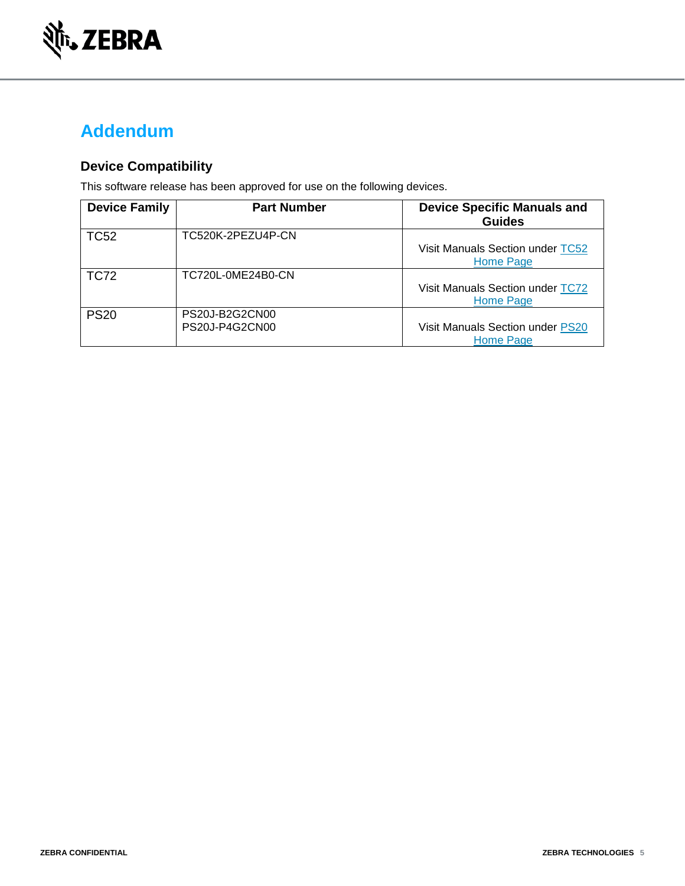# Addendum

## Device Compatibility

This software release has been approved for use on the following devices.

| Device Family | Part Number | Device Specific Manuals and Guides |
|---|---|---|
| TC52 | TC520K-2PEZU4P-CN | Visit Manuals Section under TC52 Home Page |
| TC72 | TC720L-0ME24B0-CN | Visit Manuals Section under TC72 Home Page |
| PS20 | PS20J-B2G2CN00<br>PS20J-P4G2CN00 | Visit Manuals Section under PS20 Home Page |

ZEBRA CONFIDENTIAL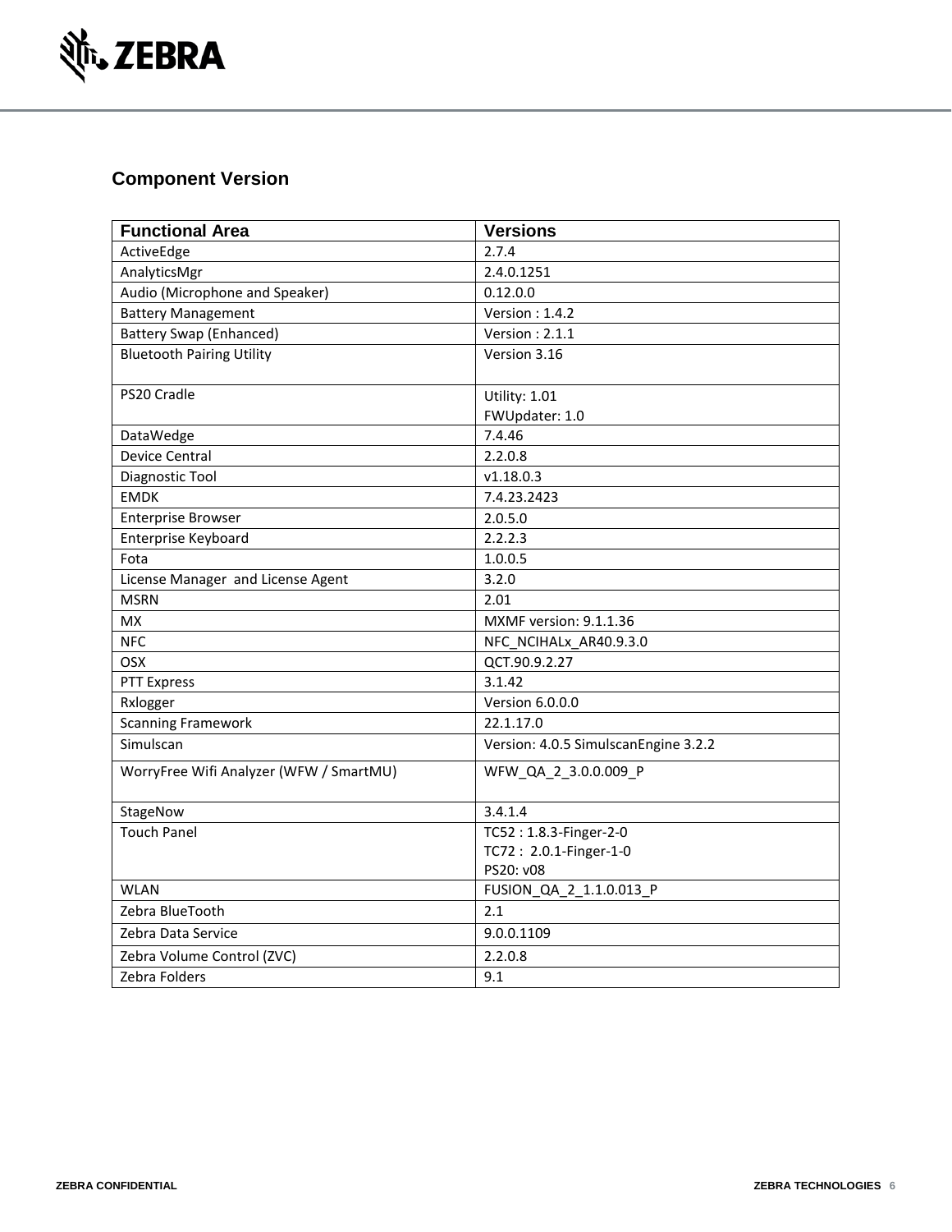## Component Version

| Functional Area | Versions |
|---|---|
| ActiveEdge | 2.7.4 |
| AnalyticsMgr | 2.4.0.1251 |
| Audio (Microphone and Speaker) | 0.12.0.0 |
| Battery Management | Version : 1.4.2 |
| Battery Swap (Enhanced) | Version : 2.1.1 |
| Bluetooth Pairing Utility | Version 3.16 |
| PS20 Cradle | Utility: 1.01<br>FWUpdater: 1.0 |
| DataWedge | 7.4.46 |
| Device Central | 2.2.0.8 |
| Diagnostic Tool | v1.18.0.3 |
| EMDK | 7.4.23.2423 |
| Enterprise Browser | 2.0.5.0 |
| Enterprise Keyboard | 2.2.2.3 |
| Fota | 1.0.0.5 |
| License Manager and License Agent | 3.2.0 |
| MSRN | 2.01 |
| MX | MXMF version: 9.1.1.36 |
| NFC | NFC_NCIHALx_AR40.9.3.0 |
| OSX | QCT.90.9.2.27 |
| PTT Express | 3.1.42 |
| Rxlogger | Version 6.0.0.0 |
| Scanning Framework | 22.1.17.0 |
| Simulscan | Version: 4.0.5 SimulscanEngine 3.2.2 |
| WorryFree Wifi Analyzer (WFW / SmartMU) | WFW_QA_2_3.0.0.009_P |
| StageNow | 3.4.1.4 |
| Touch Panel | TC52 : 1.8.3-Finger-2-0<br>TC72 : 2.0.1-Finger-1-0<br>PS20: v08 |
| WLAN | FUSION_QA_2_1.1.0.013_P |
| Zebra BlueTooth | 2.1 |
| Zebra Data Service | 9.0.0.1109 |
| Zebra Volume Control (ZVC) | 2.2.0.8 |
| Zebra Folders | 9.1 |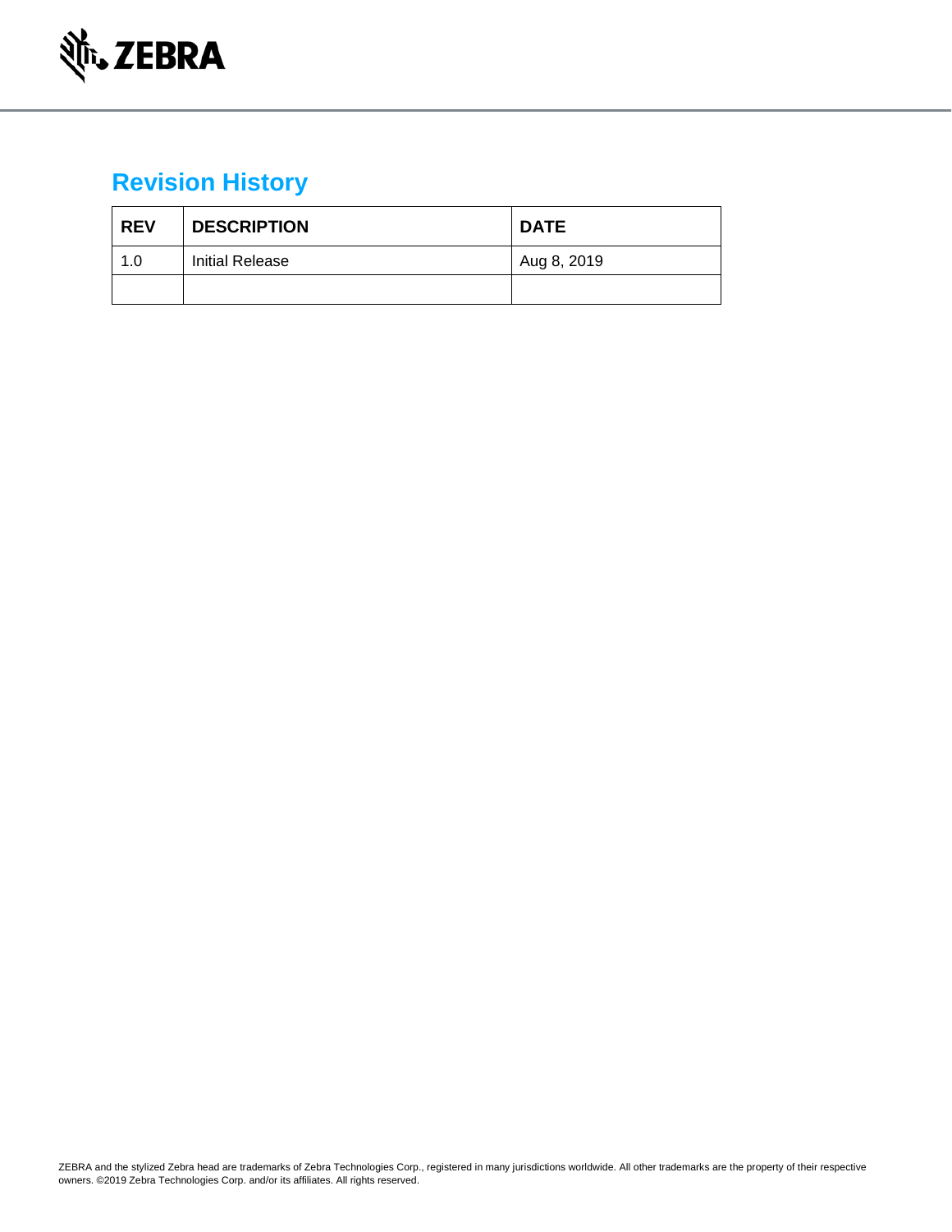## Revision History

| REV | DESCRIPTION | DATE |
|---|---|---|
| 1.0 | Initial Release | Aug 8, 2019 |
| | | |

ZEBRA and the stylized Zebra head are trademarks of Zebra Technologies Corp., registered in many jurisdictions worldwide. All other trademarks are the property of their respective owners. ©2019 Zebra Technologies Corp. and/or its affiliates. All rights reserved.